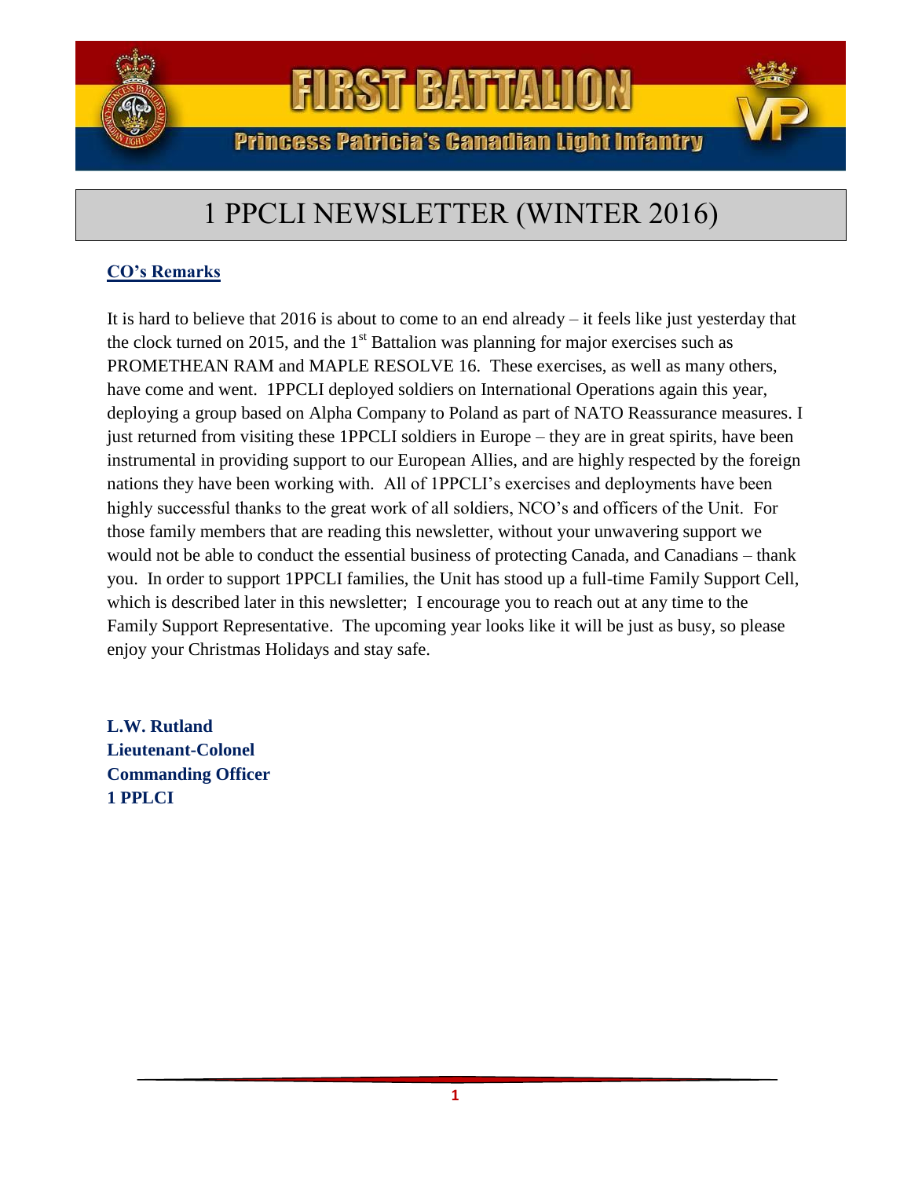# FIRST BATTALION

Princess Patricia's Canadian Light Infantry

# 1 PPCLI NEWSLETTER (WINTER 2016)

## CO's Remarks

It is hard to believe that 2016 is about to come to an end already – it feels like just yesterday that the clock turned on 2015, and the 1st Battalion was planning for major exercises such as PROMETHEAN RAM and MAPLE RESOLVE 16. These exercises, as well as many others, have come and went. 1PPCLI deployed soldiers on International Operations again this year, deploying a group based on Alpha Company to Poland as part of NATO Reassurance measures. I just returned from visiting these 1PPCLI soldiers in Europe – they are in great spirits, have been instrumental in providing support to our European Allies, and are highly respected by the foreign nations they have been working with. All of 1PPCLI's exercises and deployments have been highly successful thanks to the great work of all soldiers, NCO's and officers of the Unit. For those family members that are reading this newsletter, without your unwavering support we would not be able to conduct the essential business of protecting Canada, and Canadians – thank you. In order to support 1PPCLI families, the Unit has stood up a full-time Family Support Cell, which is described later in this newsletter; I encourage you to reach out at any time to the Family Support Representative. The upcoming year looks like it will be just as busy, so please enjoy your Christmas Holidays and stay safe.

**L.W. Rutland**
**Lieutenant-Colonel**
**Commanding Officer**
**1 PPLCI**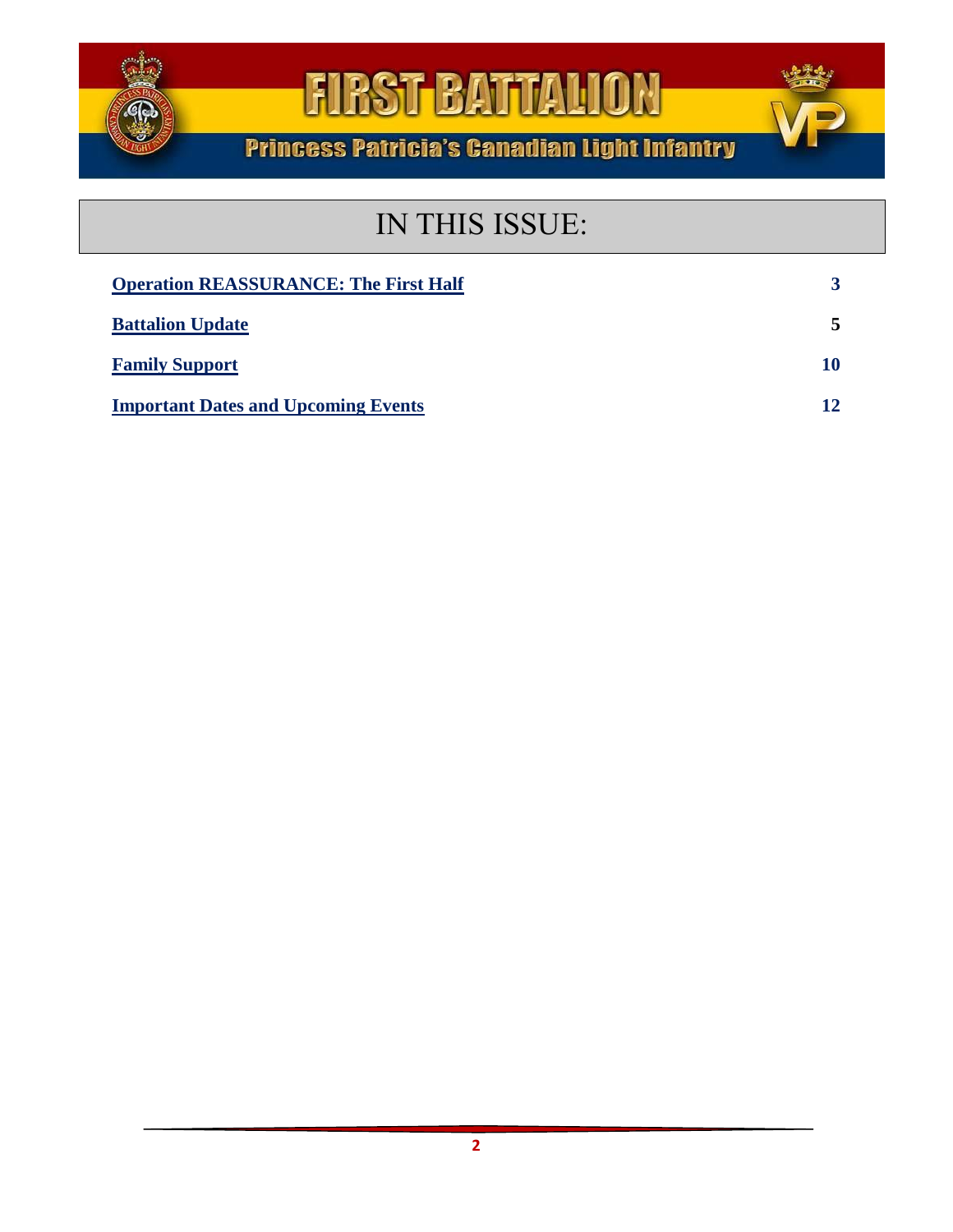# FIRST BATTALION

## Princess Patricia's Canadian Light Infantry

## IN THIS ISSUE:

| | |
|---|---|
| **Operation REASSURANCE: The First Half** | **3** |
| **Battalion Update** | **5** |
| **Family Support** | **10** |
| **Important Dates and Upcoming Events** | **12** |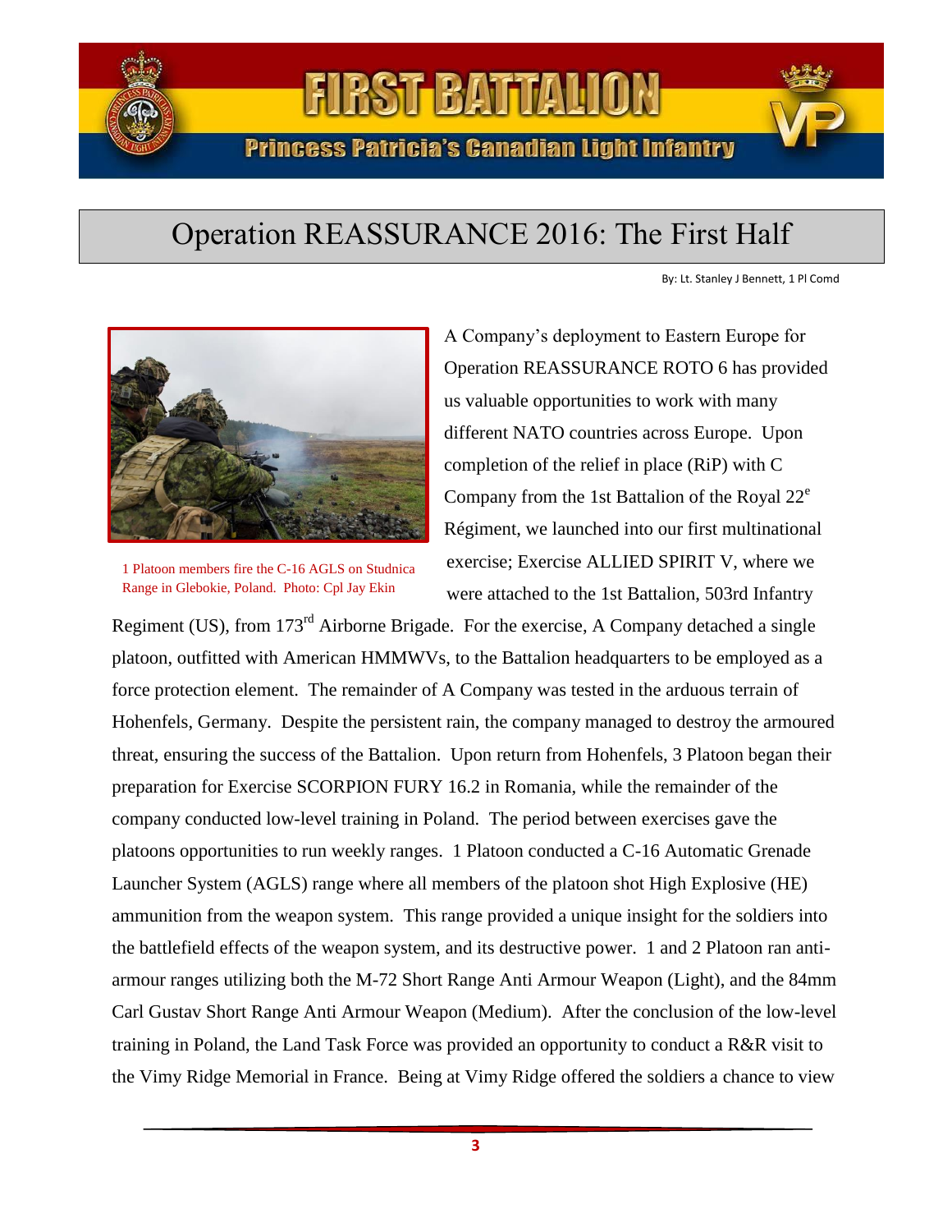# Operation REASSURANCE 2016: The First Half

By: Lt. Stanley J Bennett, 1 Pl Comd

1 Platoon members fire the C-16 AGLS on Studnica Range in Glebokie, Poland. Photo: Cpl Jay Ekin

A Company's deployment to Eastern Europe for Operation REASSURANCE ROTO 6 has provided us valuable opportunities to work with many different NATO countries across Europe. Upon completion of the relief in place (RiP) with C Company from the 1st Battalion of the Royal 22e Régiment, we launched into our first multinational exercise; Exercise ALLIED SPIRIT V, where we were attached to the 1st Battalion, 503rd Infantry Regiment (US), from 173rd Airborne Brigade. For the exercise, A Company detached a single platoon, outfitted with American HMMWVs, to the Battalion headquarters to be employed as a force protection element. The remainder of A Company was tested in the arduous terrain of Hohenfels, Germany. Despite the persistent rain, the company managed to destroy the armoured threat, ensuring the success of the Battalion. Upon return from Hohenfels, 3 Platoon began their preparation for Exercise SCORPION FURY 16.2 in Romania, while the remainder of the company conducted low-level training in Poland. The period between exercises gave the platoons opportunities to run weekly ranges. 1 Platoon conducted a C-16 Automatic Grenade Launcher System (AGLS) range where all members of the platoon shot High Explosive (HE) ammunition from the weapon system. This range provided a unique insight for the soldiers into the battlefield effects of the weapon system, and its destructive power. 1 and 2 Platoon ran anti-armour ranges utilizing both the M-72 Short Range Anti Armour Weapon (Light), and the 84mm Carl Gustav Short Range Anti Armour Weapon (Medium). After the conclusion of the low-level training in Poland, the Land Task Force was provided an opportunity to conduct a R&R visit to the Vimy Ridge Memorial in France. Being at Vimy Ridge offered the soldiers a chance to view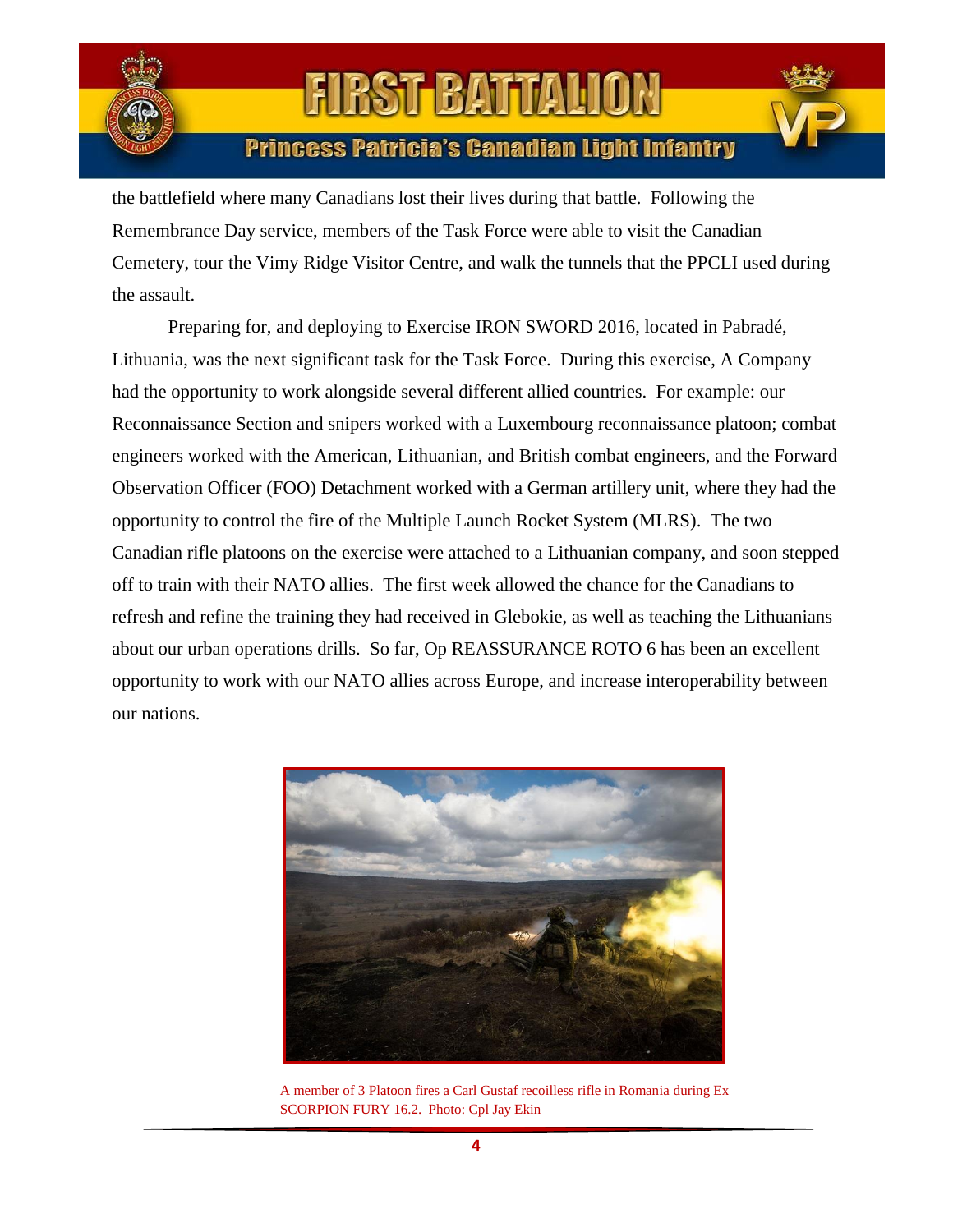the battlefield where many Canadians lost their lives during that battle. Following the Remembrance Day service, members of the Task Force were able to visit the Canadian Cemetery, tour the Vimy Ridge Visitor Centre, and walk the tunnels that the PPCLI used during the assault.

Preparing for, and deploying to Exercise IRON SWORD 2016, located in Pabradé, Lithuania, was the next significant task for the Task Force. During this exercise, A Company had the opportunity to work alongside several different allied countries. For example: our Reconnaissance Section and snipers worked with a Luxembourg reconnaissance platoon; combat engineers worked with the American, Lithuanian, and British combat engineers, and the Forward Observation Officer (FOO) Detachment worked with a German artillery unit, where they had the opportunity to control the fire of the Multiple Launch Rocket System (MLRS). The two Canadian rifle platoons on the exercise were attached to a Lithuanian company, and soon stepped off to train with their NATO allies. The first week allowed the chance for the Canadians to refresh and refine the training they had received in Glebokie, as well as teaching the Lithuanians about our urban operations drills. So far, Op REASSURANCE ROTO 6 has been an excellent opportunity to work with our NATO allies across Europe, and increase interoperability between our nations.

A member of 3 Platoon fires a Carl Gustaf recoilless rifle in Romania during Ex SCORPION FURY 16.2. Photo: Cpl Jay Ekin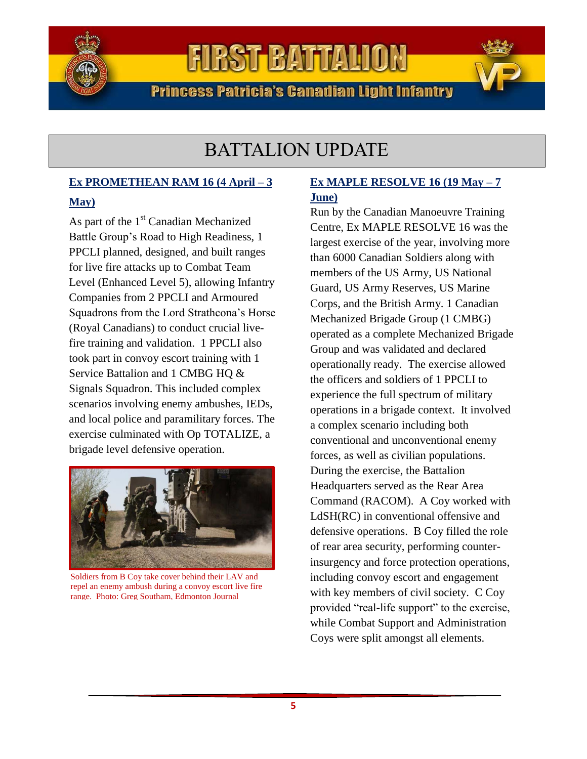# BATTALION UPDATE

## Ex PROMETHEAN RAM 16 (4 April – 3 May)

As part of the 1st Canadian Mechanized Battle Group's Road to High Readiness, 1 PPCLI planned, designed, and built ranges for live fire attacks up to Combat Team Level (Enhanced Level 5), allowing Infantry Companies from 2 PPCLI and Armoured Squadrons from the Lord Strathcona's Horse (Royal Canadians) to conduct crucial live-fire training and validation. 1 PPCLI also took part in convoy escort training with 1 Service Battalion and 1 CMBG HQ & Signals Squadron. This included complex scenarios involving enemy ambushes, IEDs, and local police and paramilitary forces. The exercise culminated with Op TOTALIZE, a brigade level defensive operation.

Soldiers from B Coy take cover behind their LAV and repel an enemy ambush during a convoy escort live fire range. Photo: Greg Southam, Edmonton Journal

## Ex MAPLE RESOLVE 16 (19 May – 7 June)

Run by the Canadian Manoeuvre Training Centre, Ex MAPLE RESOLVE 16 was the largest exercise of the year, involving more than 6000 Canadian Soldiers along with members of the US Army, US National Guard, US Army Reserves, US Marine Corps, and the British Army. 1 Canadian Mechanized Brigade Group (1 CMBG) operated as a complete Mechanized Brigade Group and was validated and declared operationally ready. The exercise allowed the officers and soldiers of 1 PPCLI to experience the full spectrum of military operations in a brigade context. It involved a complex scenario including both conventional and unconventional enemy forces, as well as civilian populations. During the exercise, the Battalion Headquarters served as the Rear Area Command (RACOM). A Coy worked with LdSH(RC) in conventional offensive and defensive operations. B Coy filled the role of rear area security, performing counter-insurgency and force protection operations, including convoy escort and engagement with key members of civil society. C Coy provided "real-life support" to the exercise, while Combat Support and Administration Coys were split amongst all elements.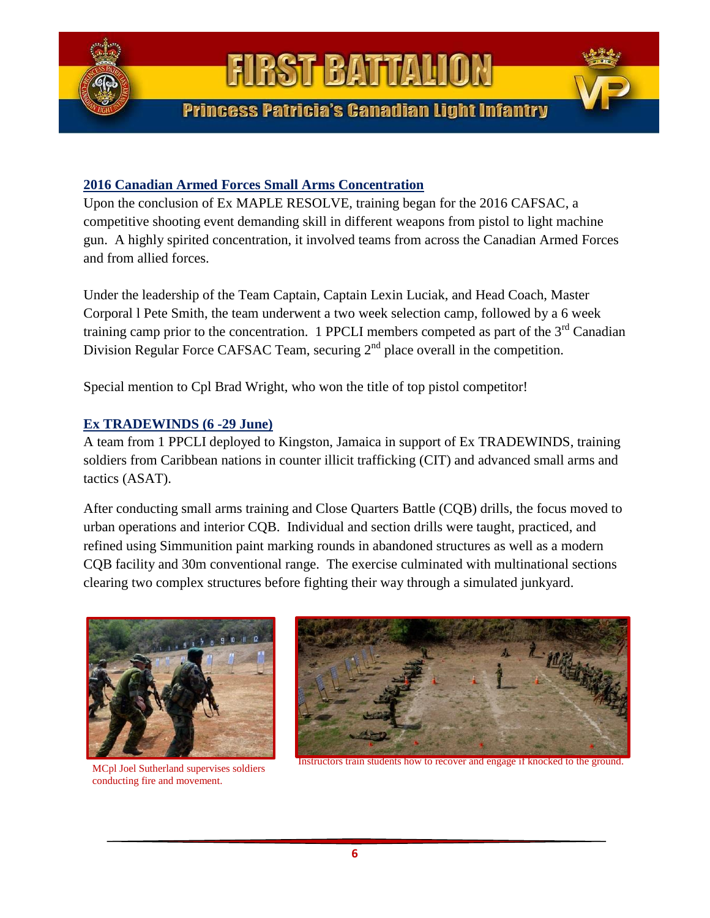## 2016 Canadian Armed Forces Small Arms Concentration

Upon the conclusion of Ex MAPLE RESOLVE, training began for the 2016 CAFSAC, a competitive shooting event demanding skill in different weapons from pistol to light machine gun. A highly spirited concentration, it involved teams from across the Canadian Armed Forces and from allied forces.

Under the leadership of the Team Captain, Captain Lexin Luciak, and Head Coach, Master Corporal l Pete Smith, the team underwent a two week selection camp, followed by a 6 week training camp prior to the concentration. 1 PPCLI members competed as part of the 3rd Canadian Division Regular Force CAFSAC Team, securing 2nd place overall in the competition.

Special mention to Cpl Brad Wright, who won the title of top pistol competitor!

## Ex TRADEWINDS (6 -29 June)

A team from 1 PPCLI deployed to Kingston, Jamaica in support of Ex TRADEWINDS, training soldiers from Caribbean nations in counter illicit trafficking (CIT) and advanced small arms and tactics (ASAT).

After conducting small arms training and Close Quarters Battle (CQB) drills, the focus moved to urban operations and interior CQB. Individual and section drills were taught, practiced, and refined using Simmunition paint marking rounds in abandoned structures as well as a modern CQB facility and 30m conventional range. The exercise culminated with multinational sections clearing two complex structures before fighting their way through a simulated junkyard.

MCpl Joel Sutherland supervises soldiers conducting fire and movement.

Instructors train students how to recover and engage if knocked to the ground.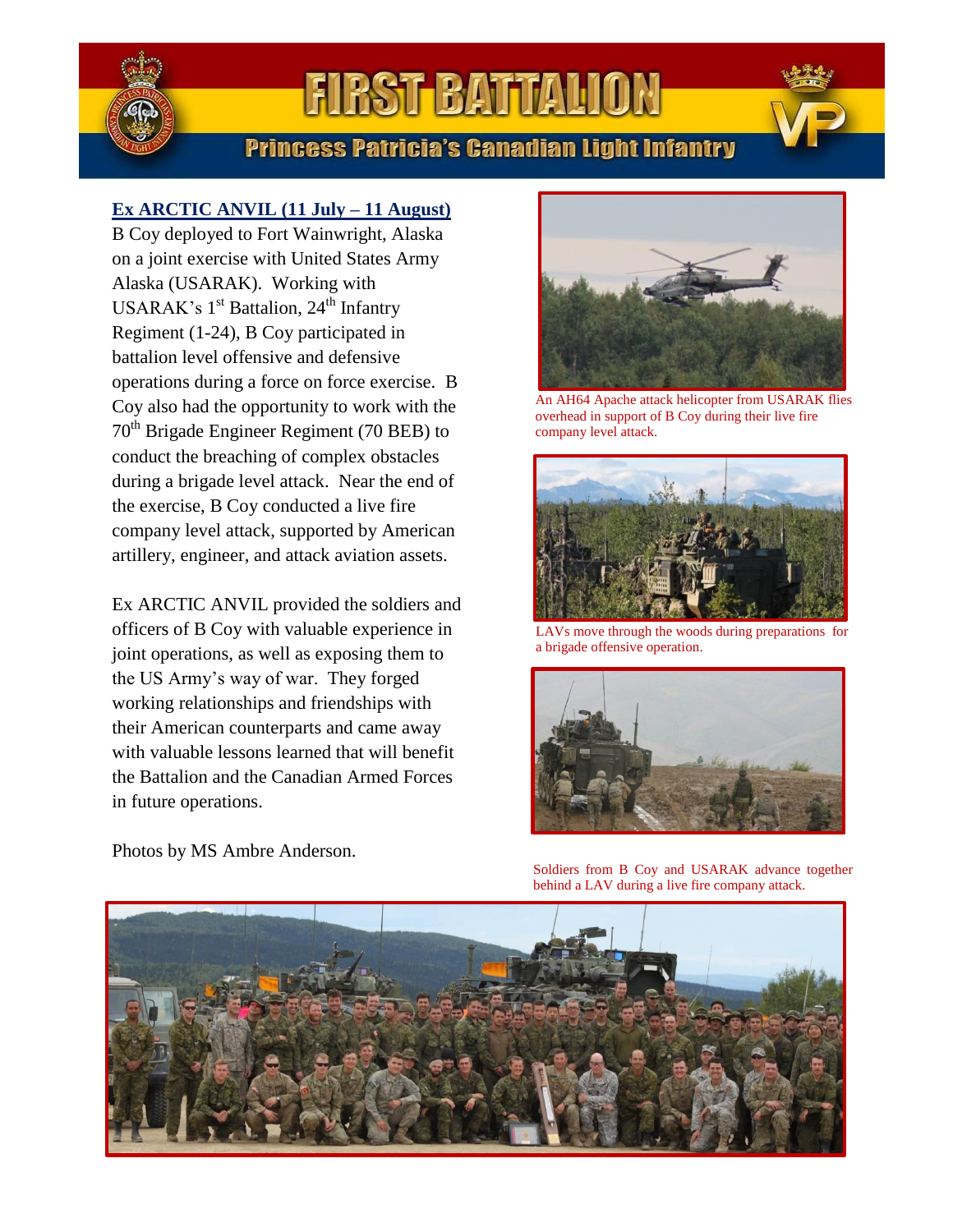# FIRST BATTALION

## Princess Patricia's Canadian Light Infantry

### Ex ARCTIC ANVIL (11 July – 11 August)

B Coy deployed to Fort Wainwright, Alaska on a joint exercise with United States Army Alaska (USARAK). Working with USARAK's 1st Battalion, 24th Infantry Regiment (1-24), B Coy participated in battalion level offensive and defensive operations during a force on force exercise. B Coy also had the opportunity to work with the 70th Brigade Engineer Regiment (70 BEB) to conduct the breaching of complex obstacles during a brigade level attack. Near the end of the exercise, B Coy conducted a live fire company level attack, supported by American artillery, engineer, and attack aviation assets.

Ex ARCTIC ANVIL provided the soldiers and officers of B Coy with valuable experience in joint operations, as well as exposing them to the US Army's way of war. They forged working relationships and friendships with their American counterparts and came away with valuable lessons learned that will benefit the Battalion and the Canadian Armed Forces in future operations.

Photos by MS Ambre Anderson.

An AH64 Apache attack helicopter from USARAK flies overhead in support of B Coy during their live fire company level attack.

LAVs move through the woods during preparations for a brigade offensive operation.

Soldiers from B Coy and USARAK advance together behind a LAV during a live fire company attack.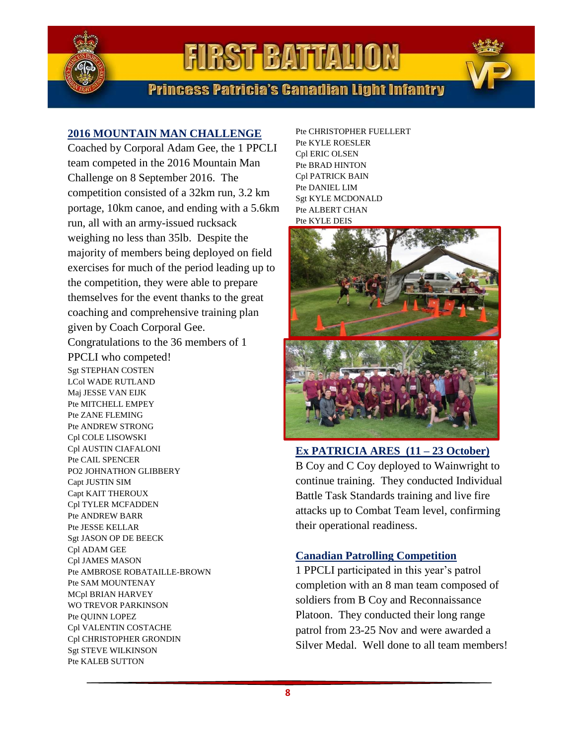## 2016 MOUNTAIN MAN CHALLENGE

Coached by Corporal Adam Gee, the 1 PPCLI team competed in the 2016 Mountain Man Challenge on 8 September 2016. The competition consisted of a 32km run, 3.2 km portage, 10km canoe, and ending with a 5.6km run, all with an army-issued rucksack weighing no less than 35lb. Despite the majority of members being deployed on field exercises for much of the period leading up to the competition, they were able to prepare themselves for the event thanks to the great coaching and comprehensive training plan given by Coach Corporal Gee.

Congratulations to the 36 members of 1 PPCLI who competed!

Sgt STEPHAN COSTEN
LCol WADE RUTLAND
Maj JESSE VAN EIJK
Pte MITCHELL EMPEY
Pte ZANE FLEMING
Pte ANDREW STRONG
Cpl COLE LISOWSKI
Cpl AUSTIN CIAFALONI
Pte CAIL SPENCER
PO2 JOHNATHON GLIBBERY
Capt JUSTIN SIM
Capt KAIT THEROUX
Cpl TYLER MCFADDEN
Pte ANDREW BARR
Pte JESSE KELLAR
Sgt JASON OP DE BEECK
Cpl ADAM GEE
Cpl JAMES MASON
Pte AMBROSE ROBATAILLE-BROWN
Pte SAM MOUNTENAY
MCpl BRIAN HARVEY
WO TREVOR PARKINSON
Pte QUINN LOPEZ
Cpl VALENTIN COSTACHE
Cpl CHRISTOPHER GRONDIN
Sgt STEVE WILKINSON
Pte KALEB SUTTON
Pte CHRISTOPHER FUELLERT
Pte KYLE ROESLER
Cpl ERIC OLSEN
Pte BRAD HINTON
Cpl PATRICK BAIN
Pte DANIEL LIM
Sgt KYLE MCDONALD
Pte ALBERT CHAN
Pte KYLE DEIS

## Ex PATRICIA ARES (11 – 23 October)

B Coy and C Coy deployed to Wainwright to continue training. They conducted Individual Battle Task Standards training and live fire attacks up to Combat Team level, confirming their operational readiness.

## Canadian Patrolling Competition

1 PPCLI participated in this year's patrol completion with an 8 man team composed of soldiers from B Coy and Reconnaissance Platoon. They conducted their long range patrol from 23-25 Nov and were awarded a Silver Medal. Well done to all team members!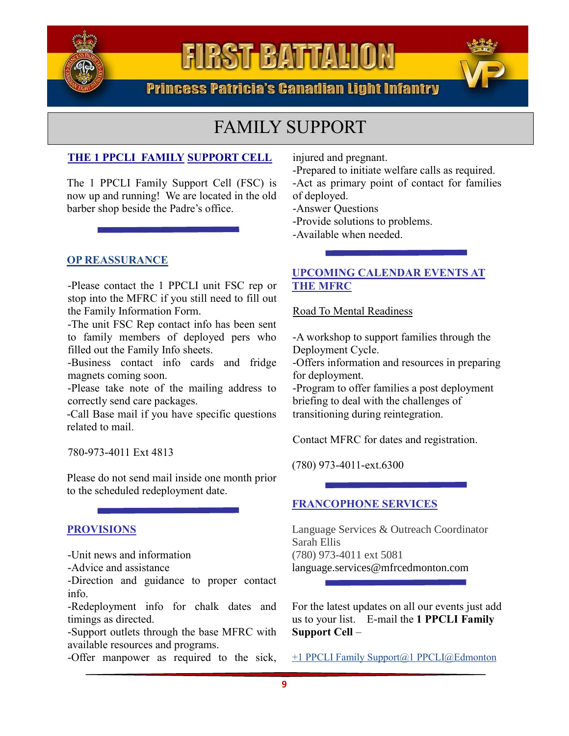# FIRST BATTALION

## Princess Patricia's Canadian Light Infantry

# FAMILY SUPPORT

## THE 1 PPCLI FAMILY SUPPORT CELL

The 1 PPCLI Family Support Cell (FSC) is now up and running! We are located in the old barber shop beside the Padre's office.

## OP REASSURANCE

-Please contact the 1 PPCLI unit FSC rep or stop into the MFRC if you still need to fill out the Family Information Form.

-The unit FSC Rep contact info has been sent to family members of deployed pers who filled out the Family Info sheets.

-Business contact info cards and fridge magnets coming soon.

-Please take note of the mailing address to correctly send care packages.

-Call Base mail if you have specific questions related to mail.

780-973-4011 Ext 4813

Please do not send mail inside one month prior to the scheduled redeployment date.

## PROVISIONS

-Unit news and information

-Advice and assistance

-Direction and guidance to proper contact info.

-Redeployment info for chalk dates and timings as directed.

-Support outlets through the base MFRC with available resources and programs.

-Offer manpower as required to the sick, injured and pregnant.

-Prepared to initiate welfare calls as required.

-Act as primary point of contact for families of deployed.

-Answer Questions

-Provide solutions to problems.

-Available when needed.

## UPCOMING CALENDAR EVENTS AT THE MFRC

Road To Mental Readiness

-A workshop to support families through the Deployment Cycle.

-Offers information and resources in preparing for deployment.

-Program to offer families a post deployment briefing to deal with the challenges of transitioning during reintegration.

Contact MFRC for dates and registration.

(780) 973-4011-ext.6300

## FRANCOPHONE SERVICES

Language Services & Outreach Coordinator
Sarah Ellis
(780) 973-4011 ext 5081
language.services@mfrcedmonton.com

For the latest updates on all our events just add us to your list. E-mail the **1 PPCLI Family Support Cell** –

+1 PPCLI Family Support@1 PPCLI@Edmonton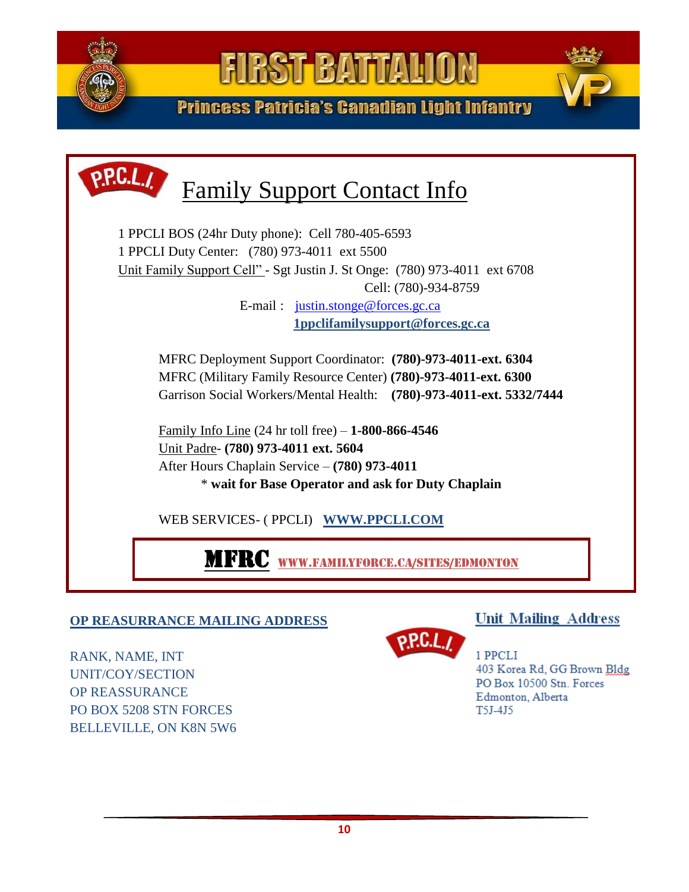# FIRST BATTALION

Princess Patricia's Canadian Light Infantry

## Family Support Contact Info

1 PPCLI BOS (24hr Duty phone): Cell 780-405-6593
1 PPCLI Duty Center: (780) 973-4011 ext 5500
Unit Family Support Cell" - Sgt Justin J. St Onge: (780) 973-4011 ext 6708
Cell: (780)-934-8759
E-mail : justin.stonge@forces.gc.ca
**1ppclifamilysupport@forces.gc.ca**

MFRC Deployment Support Coordinator: **(780)-973-4011-ext. 6304**
MFRC (Military Family Resource Center) **(780)-973-4011-ext. 6300**
Garrison Social Workers/Mental Health: **(780)-973-4011-ext. 5332/7444**

Family Info Line (24 hr toll free) – **1-800-866-4546**
Unit Padre- **(780) 973-4011 ext. 5604**
After Hours Chaplain Service – **(780) 973-4011**
\* **wait for Base Operator and ask for Duty Chaplain**

WEB SERVICES- ( PPCLI) **WWW.PPCLI.COM**

**MFRC** WWW.FAMILYFORCE.CA/SITES/EDMONTON

**OP REASURRANCE MAILING ADDRESS**

RANK, NAME, INT
UNIT/COY/SECTION
OP REASSURANCE
PO BOX 5208 STN FORCES
BELLEVILLE, ON K8N 5W6

**Unit Mailing Address**

1 PPCLI
403 Korea Rd, GG Brown Bldg
PO Box 10500 Stn. Forces
Edmonton, Alberta
T5J-4J5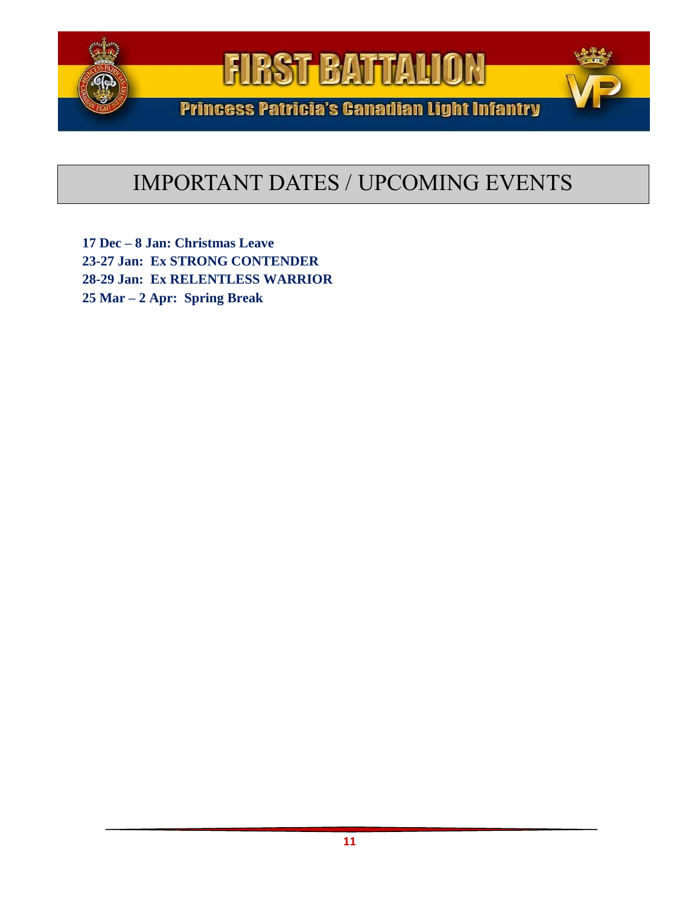# FIRST BATTALION

## Princess Patricia's Canadian Light Infantry

## IMPORTANT DATES / UPCOMING EVENTS

**17 Dec – 8 Jan: Christmas Leave**
**23-27 Jan: Ex STRONG CONTENDER**
**28-29 Jan: Ex RELENTLESS WARRIOR**
**25 Mar – 2 Apr: Spring Break**